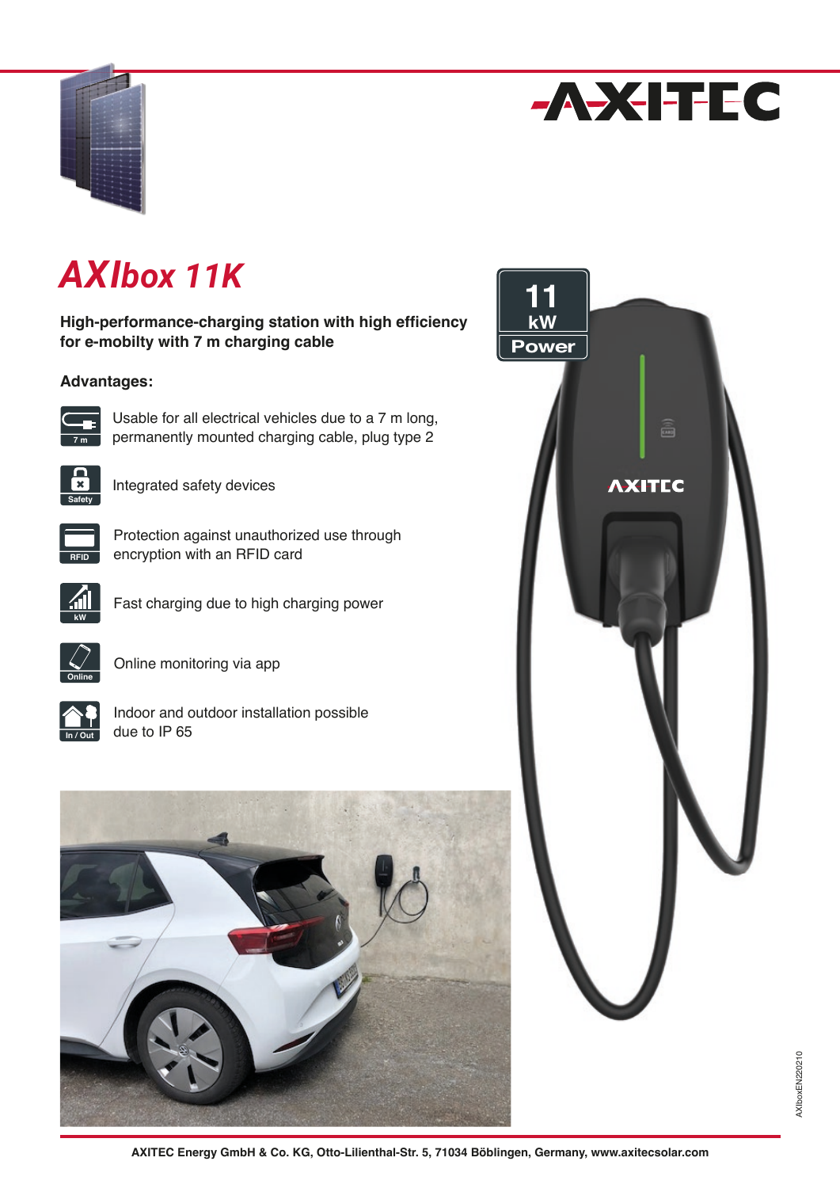# AXIbox 11K

**High-performance-charging station with high efficiency for e-mobilty with 7 m charging cable**

**Advantages:**

- Usable for all electrical vehicles due to a 7 m long, permanently mounted charging cable, plug type 2
- Integrated safety devices
- Protection against unauthorized use through encryption with an RFID card
- Fast charging due to high charging power
- Online monitoring via app
- Indoor and outdoor installation possible due to IP 65

11 kW Power

AXIboxEN220210

**AXITEC Energy GmbH & Co. KG, Otto-Lilienthal-Str. 5, 71034 Böblingen, Germany, www.axitecsolar.com**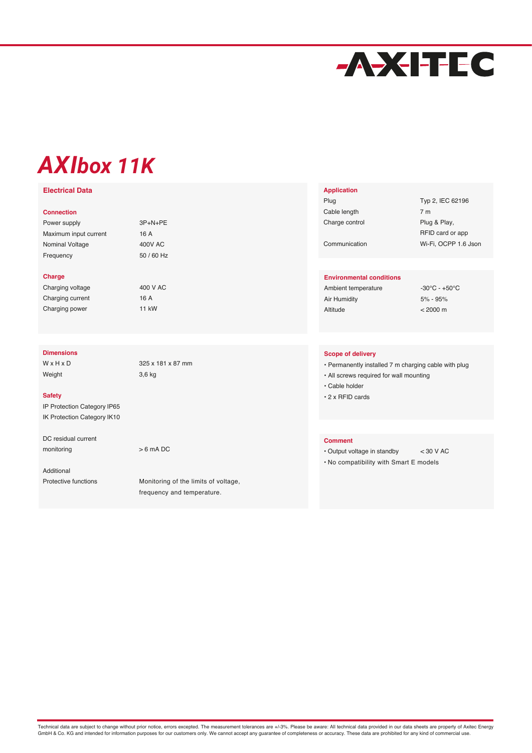# AXIbox 11K

## Electrical Data

### Connection

| | |
|---|---|
| Power supply | 3P+N+PE |
| Maximum input current | 16 A |
| Nominal Voltage | 400V AC |
| Frequency | 50 / 60 Hz |

### Charge

| | |
|---|---|
| Charging voltage | 400 V AC |
| Charging current | 16 A |
| Charging power | 11 kW |

### Dimensions

| | |
|---|---|
| W x H x D | 325 x 181 x 87 mm |
| Weight | 3,6 kg |

### Safety

IP Protection Category IP65
IK Protection Category IK10

| | |
|---|---|
| DC residual current monitoring | > 6 mA DC |
| Additional Protective functions | Monitoring of the limits of voltage, frequency and temperature. |

## Application

| | |
|---|---|
| Plug | Typ 2, IEC 62196 |
| Cable length | 7 m |
| Charge control | Plug & Play, RFID card or app |
| Communication | Wi-Fi, OCPP 1.6 Json |

## Environmental conditions

| | |
|---|---|
| Ambient temperature | -30°C - +50°C |
| Air Humidity | 5% - 95% |
| Altitude | < 2000 m |

## Scope of delivery

- Permanently installed 7 m charging cable with plug
- All screws required for wall mounting
- Cable holder
- 2 x RFID cards

## Comment

- Output voltage in standby < 30 V AC
- No compatibility with Smart E models

Technical data are subject to change without prior notice, errors excepted. The measurement tolerances are +/-3%. Please be aware: All technical data provided in our data sheets are property of Axitec Energy GmbH & Co. KG and intended for information purposes for our customers only. We cannot accept any guarantee of completeness or accuracy. These data are prohibited for any kind of commercial use.